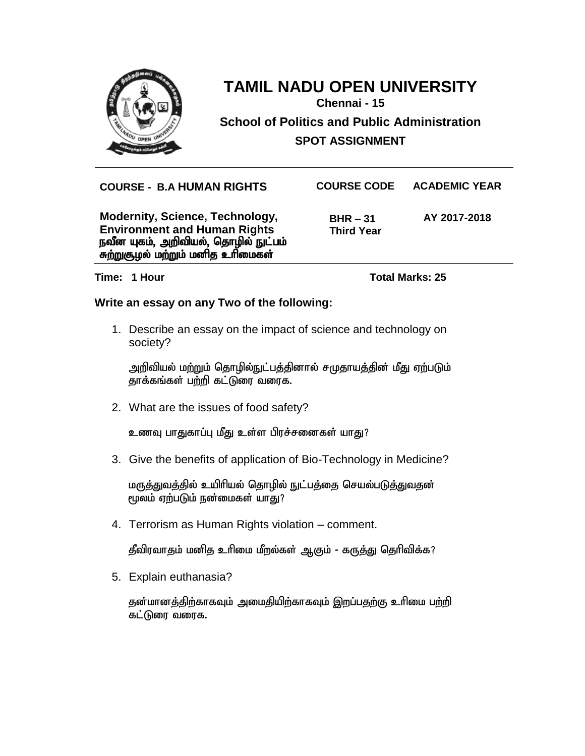# TAMIL NADU OPEN UNIVERSITY

**Chennai - 15**

**School of Politics and Public Administration**

**SPOT ASSIGNMENT**

| COURSE - B.A HUMAN RIGHTS | COURSE CODE | ACADEMIC YEAR |
|---|---|---|
| **Modernity, Science, Technology, Environment and Human Rights** **நவீன யுகம், அறிவியல், தொழில் நுட்பம் சுற்றுசூழல் மற்றும் மனித உரிமைகள்** | **BHR – 31 Third Year** | **AY 2017-2018** |

**Time: 1 Hour** **Total Marks: 25**

**Write an essay on any Two of the following:**

1. Describe an essay on the impact of science and technology on society?

   அறிவியல் மற்றும் தொழில்நுட்பத்தினால் சமுதாயத்தின் மீது ஏற்படும் தாக்கங்கள் பற்றி கட்டுரை வரைக.

2. What are the issues of food safety?

   உணவு பாதுகாப்பு மீது உள்ள பிரச்சனைகள் யாது?

3. Give the benefits of application of Bio-Technology in Medicine?

   மருத்துவத்தில் உயிரியல் தொழில் நுட்பத்தை செயல்படுத்துவதன் மூலம் ஏற்படும் நன்மைகள் யாது?

4. Terrorism as Human Rights violation – comment.

   தீவிரவாதம் மனித உரிமை மீறல்கள் ஆகும் - கருத்து தெரிவிக்க?

5. Explain euthanasia?

   தன்மானத்திற்காகவும் அமைதியிற்காகவும் இறப்பதற்கு உரிமை பற்றி கட்டுரை வரைக.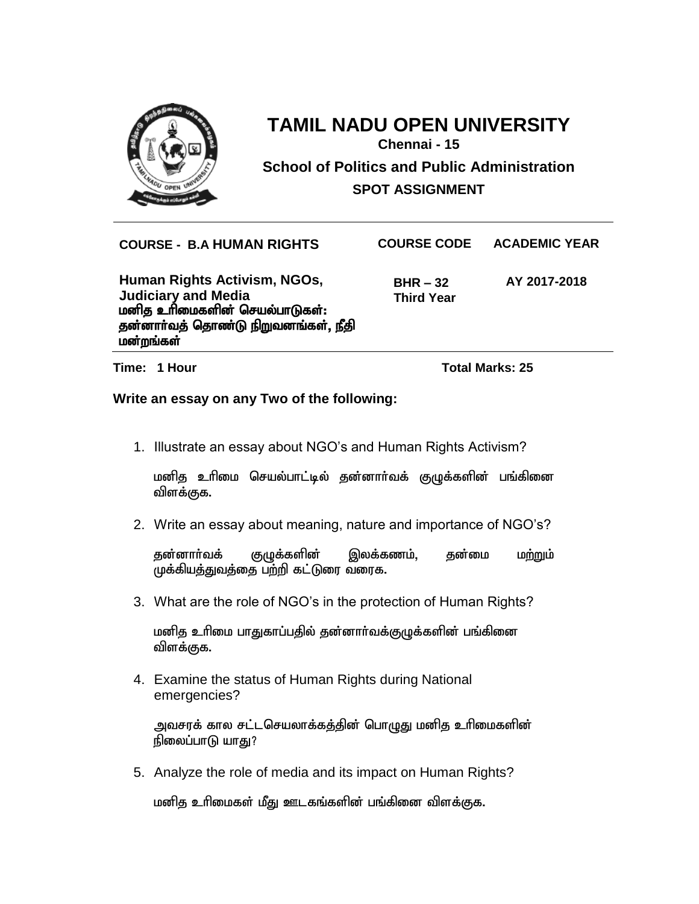# TAMIL NADU OPEN UNIVERSITY

**Chennai - 15**

**School of Politics and Public Administration**

**SPOT ASSIGNMENT**

| COURSE - B.A HUMAN RIGHTS | COURSE CODE | ACADEMIC YEAR |
|---|---|---|
| **Human Rights Activism, NGOs, Judiciary and Media** **மனித உரிமைகளின் செயல்பாடுகள்: தன்னார்வத் தொண்டு நிறுவனங்கள், நீதி மன்றங்கள்** | **BHR – 32** **Third Year** | **AY 2017-2018** |

**Time: 1 Hour** **Total Marks: 25**

**Write an essay on any Two of the following:**

1. Illustrate an essay about NGO's and Human Rights Activism?

   மனித உரிமை செயல்பாட்டில் தன்னார்வக் குழுக்களின் பங்கினை விளக்குக.

2. Write an essay about meaning, nature and importance of NGO's?

   தன்னார்வக் குழுக்களின் இலக்கணம், தன்மை மற்றும் முக்கியத்துவத்தை பற்றி கட்டுரை வரைக.

3. What are the role of NGO's in the protection of Human Rights?

   மனித உரிமை பாதுகாப்பதில் தன்னார்வக்குழுக்களின் பங்கினை விளக்குக.

4. Examine the status of Human Rights during National emergencies?

   அவசரக் கால சட்டசெயலாக்கத்தின் பொழுது மனித உரிமைகளின் நிலைப்பாடு யாது?

5. Analyze the role of media and its impact on Human Rights?

   மனித உரிமைகள் மீது ஊடகங்களின் பங்கினை விளக்குக.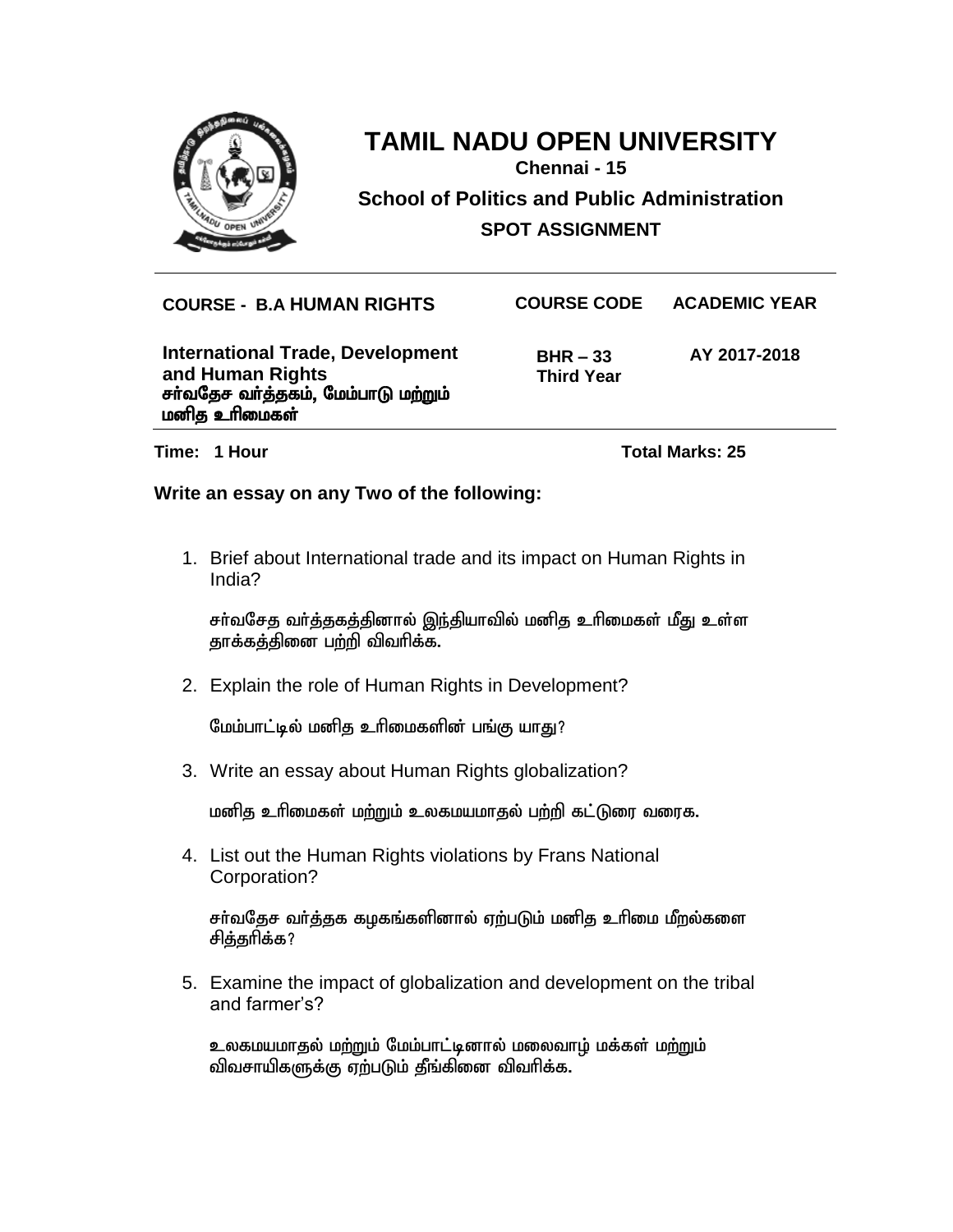# TAMIL NADU OPEN UNIVERSITY

**Chennai - 15**

**School of Politics and Public Administration**

**SPOT ASSIGNMENT**

| COURSE - B.A HUMAN RIGHTS | COURSE CODE | ACADEMIC YEAR |
|---|---|---|
| **International Trade, Development and Human Rights**<br>**சர்வதேச வர்த்தகம், மேம்பாடு மற்றும் மனித உரிமைகள்** | **BHR – 33**<br>**Third Year** | **AY 2017-2018** |

**Time: 1 Hour** **Total Marks: 25**

**Write an essay on any Two of the following:**

1. Brief about International trade and its impact on Human Rights in India?

   சர்வசேத வர்த்தகத்தினால் இந்தியாவில் மனித உரிமைகள் மீது உள்ள தாக்கத்தினை பற்றி விவரிக்க.

2. Explain the role of Human Rights in Development?

   மேம்பாட்டில் மனித உரிமைகளின் பங்கு யாது?

3. Write an essay about Human Rights globalization?

   மனித உரிமைகள் மற்றும் உலகமயமாதல் பற்றி கட்டுரை வரைக.

4. List out the Human Rights violations by Frans National Corporation?

   சர்வதேச வர்த்தக கழகங்களினால் ஏற்படும் மனித உரிமை மீறல்களை சித்தரிக்க?

5. Examine the impact of globalization and development on the tribal and farmer's?

   உலகமயமாதல் மற்றும் மேம்பாட்டினால் மலைவாழ் மக்கள் மற்றும் விவசாயிகளுக்கு ஏற்படும் தீங்கினை விவரிக்க.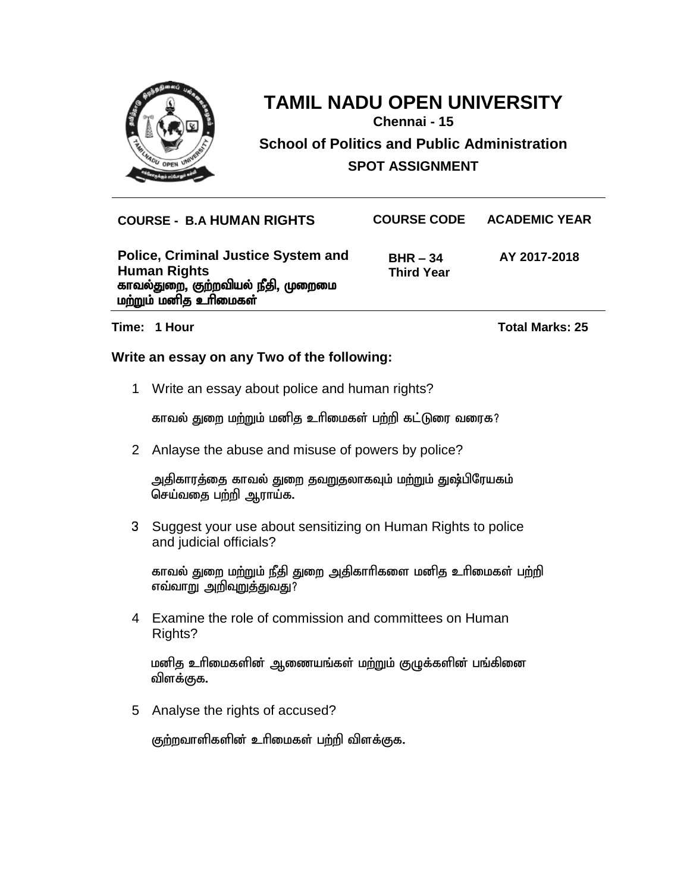# TAMIL NADU OPEN UNIVERSITY

**Chennai - 15**

**School of Politics and Public Administration**

**SPOT ASSIGNMENT**

| COURSE - B.A HUMAN RIGHTS | COURSE CODE | ACADEMIC YEAR |
|---|---|---|
| **Police, Criminal Justice System and Human Rights**<br>**காவல்துறை, குற்றவியல் நீதி, முறைமை மற்றும் மனித உரிமைகள்** | **BHR – 34**<br>**Third Year** | **AY 2017-2018** |

**Time: 1 Hour** **Total Marks: 25**

**Write an essay on any Two of the following:**

1. Write an essay about police and human rights?

   காவல் துறை மற்றும் மனித உரிமைகள் பற்றி கட்டுரை வரைக?

2. Anlayse the abuse and misuse of powers by police?

   அதிகாரத்தை காவல் துறை தவறுதலாகவும் மற்றும் துஷ்பிரேயகம் செய்வதை பற்றி ஆராய்க.

3. Suggest your use about sensitizing on Human Rights to police and judicial officials?

   காவல் துறை மற்றும் நீதி துறை அதிகாரிகளை மனித உரிமைகள் பற்றி எவ்வாறு அறிவுறுத்துவது?

4. Examine the role of commission and committees on Human Rights?

   மனித உரிமைகளின் ஆணையங்கள் மற்றும் குழுக்களின் பங்கினை விளக்குக.

5. Analyse the rights of accused?

   குற்றவாளிகளின் உரிமைகள் பற்றி விளக்குக.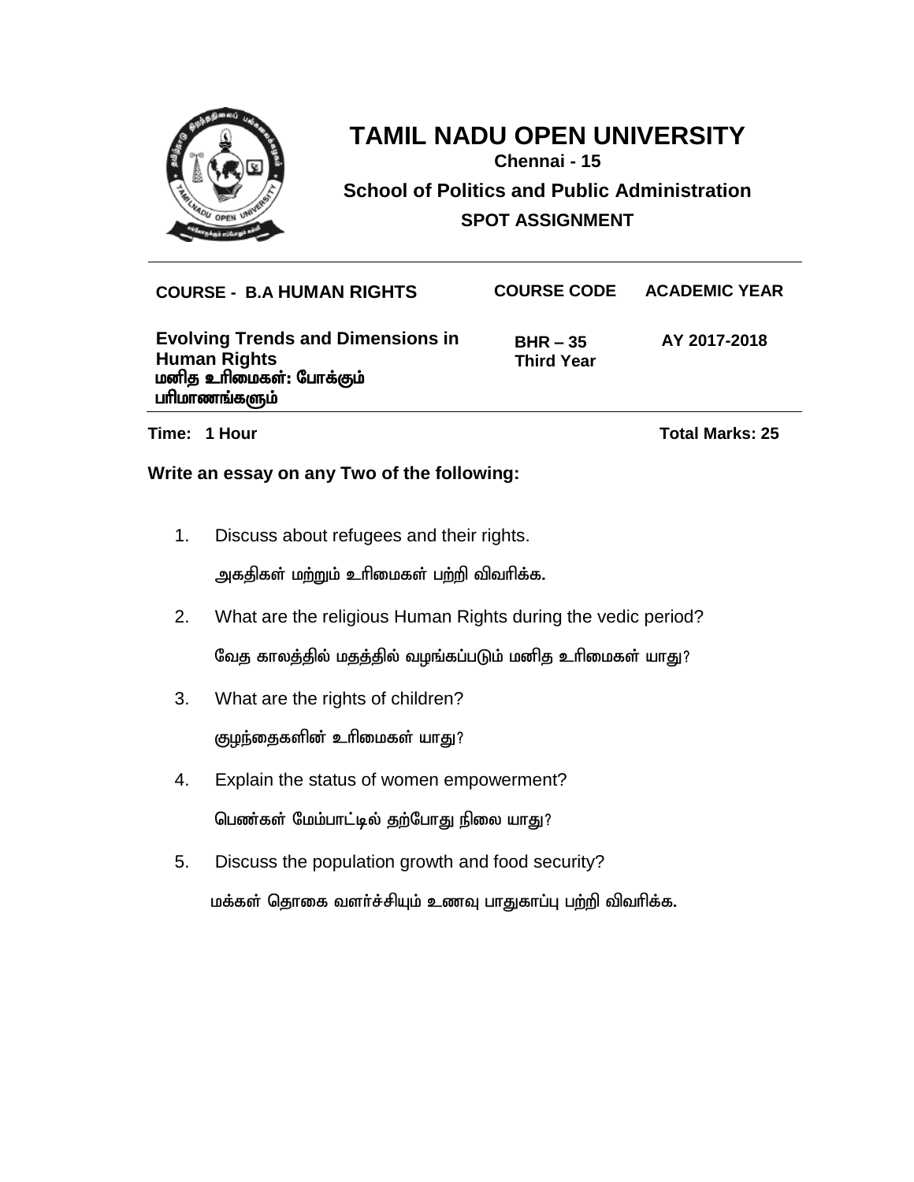# TAMIL NADU OPEN UNIVERSITY

**Chennai - 15**

**School of Politics and Public Administration**

**SPOT ASSIGNMENT**

| COURSE - B.A HUMAN RIGHTS | COURSE CODE | ACADEMIC YEAR |
|---|---|---|
| **Evolving Trends and Dimensions in Human Rights** **மனித உரிமைகள்: போக்கும் பரிமாணங்களும்** | **BHR – 35** **Third Year** | **AY 2017-2018** |

**Time: 1 Hour** **Total Marks: 25**

**Write an essay on any Two of the following:**

1. Discuss about refugees and their rights.

   அகதிகள் மற்றும் உரிமைகள் பற்றி விவரிக்க.

2. What are the religious Human Rights during the vedic period?

   வேத காலத்தில் மதத்தில் வழங்கப்படும் மனித உரிமைகள் யாது?

3. What are the rights of children?

   குழந்தைகளின் உரிமைகள் யாது?

4. Explain the status of women empowerment?

   பெண்கள் மேம்பாட்டில் தற்போது நிலை யாது?

5. Discuss the population growth and food security?

   மக்கள் தொகை வளர்ச்சியும் உணவு பாதுகாப்பு பற்றி விவரிக்க.